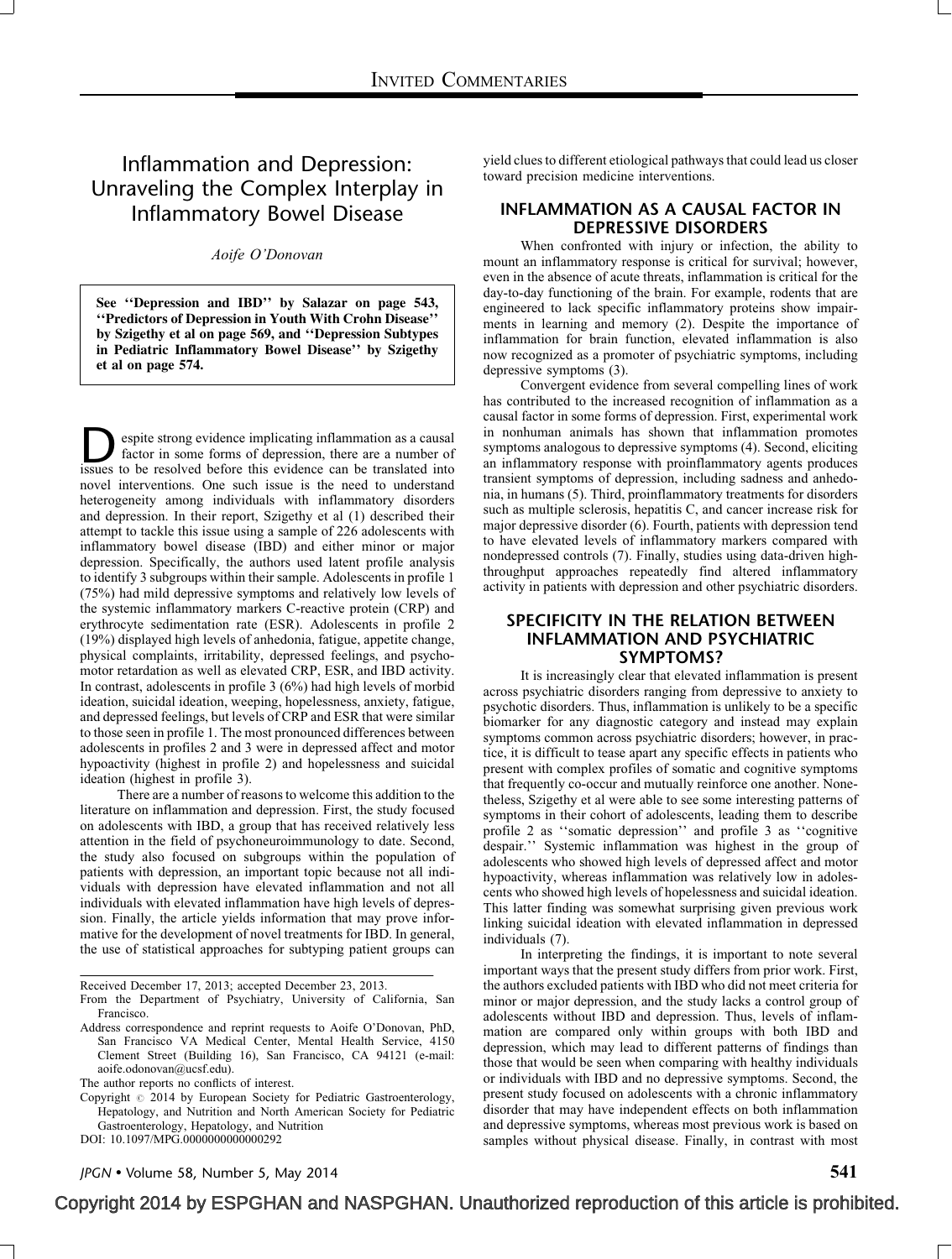# Invited Commentaries

# Inflammation and Depression: Unraveling the Complex Interplay in Inflammatory Bowel Disease

*Aoife O'Donovan*

**See ''Depression and IBD'' by Salazar on page 543, ''Predictors of Depression in Youth With Crohn Disease'' by Szigethy et al on page 569, and ''Depression Subtypes in Pediatric Inflammatory Bowel Disease'' by Szigethy et al on page 574.**

Despite strong evidence implicating inflammation as a causal factor in some forms of depression, there are a number of issues to be resolved before this evidence can be translated into novel interventions. One such issue is the need to understand heterogeneity among individuals with inflammatory disorders and depression. In their report, Szigethy et al (1) described their attempt to tackle this issue using a sample of 226 adolescents with inflammatory bowel disease (IBD) and either minor or major depression. Specifically, the authors used latent profile analysis to identify 3 subgroups within their sample. Adolescents in profile 1 (75%) had mild depressive symptoms and relatively low levels of the systemic inflammatory markers C-reactive protein (CRP) and erythrocyte sedimentation rate (ESR). Adolescents in profile 2 (19%) displayed high levels of anhedonia, fatigue, appetite change, physical complaints, irritability, depressed feelings, and psychomotor retardation as well as elevated CRP, ESR, and IBD activity. In contrast, adolescents in profile 3 (6%) had high levels of morbid ideation, suicidal ideation, weeping, hopelessness, anxiety, fatigue, and depressed feelings, but levels of CRP and ESR that were similar to those seen in profile 1. The most pronounced differences between adolescents in profiles 2 and 3 were in depressed affect and motor hypoactivity (highest in profile 2) and hopelessness and suicidal ideation (highest in profile 3).

There are a number of reasons to welcome this addition to the literature on inflammation and depression. First, the study focused on adolescents with IBD, a group that has received relatively less attention in the field of psychoneuroimmunology to date. Second, the study also focused on subgroups within the population of patients with depression, an important topic because not all individuals with depression have elevated inflammation and not all individuals with elevated inflammation have high levels of depression. Finally, the article yields information that may prove informative for the development of novel treatments for IBD. In general, the use of statistical approaches for subtyping patient groups can yield clues to different etiological pathways that could lead us closer toward precision medicine interventions.

Received December 17, 2013; accepted December 23, 2013.

From the Department of Psychiatry, University of California, San Francisco.

Address correspondence and reprint requests to Aoife O'Donovan, PhD, San Francisco VA Medical Center, Mental Health Service, 4150 Clement Street (Building 16), San Francisco, CA 94121 (e-mail: aoife.odonovan@ucsf.edu).

The author reports no conflicts of interest.

Copyright © 2014 by European Society for Pediatric Gastroenterology, Hepatology, and Nutrition and North American Society for Pediatric Gastroenterology, Hepatology, and Nutrition

DOI: 10.1097/MPG.0000000000000292

## INFLAMMATION AS A CAUSAL FACTOR IN DEPRESSIVE DISORDERS

When confronted with injury or infection, the ability to mount an inflammatory response is critical for survival; however, even in the absence of acute threats, inflammation is critical for the day-to-day functioning of the brain. For example, rodents that are engineered to lack specific inflammatory proteins show impairments in learning and memory (2). Despite the importance of inflammation for brain function, elevated inflammation is also now recognized as a promoter of psychiatric symptoms, including depressive symptoms (3).

Convergent evidence from several compelling lines of work has contributed to the increased recognition of inflammation as a causal factor in some forms of depression. First, experimental work in nonhuman animals has shown that inflammation promotes symptoms analogous to depressive symptoms (4). Second, eliciting an inflammatory response with proinflammatory agents produces transient symptoms of depression, including sadness and anhedonia, in humans (5). Third, proinflammatory treatments for disorders such as multiple sclerosis, hepatitis C, and cancer increase risk for major depressive disorder (6). Fourth, patients with depression tend to have elevated levels of inflammatory markers compared with nondepressed controls (7). Finally, studies using data-driven high-throughput approaches repeatedly find altered inflammatory activity in patients with depression and other psychiatric disorders.

## SPECIFICITY IN THE RELATION BETWEEN INFLAMMATION AND PSYCHIATRIC SYMPTOMS?

It is increasingly clear that elevated inflammation is present across psychiatric disorders ranging from depressive to anxiety to psychotic disorders. Thus, inflammation is unlikely to be a specific biomarker for any diagnostic category and instead may explain symptoms common across psychiatric disorders; however, in practice, it is difficult to tease apart any specific effects in patients who present with complex profiles of somatic and cognitive symptoms that frequently co-occur and mutually reinforce one another. Nonetheless, Szigethy et al were able to see some interesting patterns of symptoms in their cohort of adolescents, leading them to describe profile 2 as ''somatic depression'' and profile 3 as ''cognitive despair.'' Systemic inflammation was highest in the group of adolescents who showed high levels of depressed affect and motor hypoactivity, whereas inflammation was relatively low in adolescents who showed high levels of hopelessness and suicidal ideation. This latter finding was somewhat surprising given previous work linking suicidal ideation with elevated inflammation in depressed individuals (7).

In interpreting the findings, it is important to note several important ways that the present study differs from prior work. First, the authors excluded patients with IBD who did not meet criteria for minor or major depression, and the study lacks a control group of adolescents without IBD and depression. Thus, levels of inflammation are compared only within groups with both IBD and depression, which may lead to different patterns of findings than those that would be seen when comparing with healthy individuals or individuals with IBD and no depressive symptoms. Second, the present study focused on adolescents with a chronic inflammatory disorder that may have independent effects on both inflammation and depressive symptoms, whereas most previous work is based on samples without physical disease. Finally, in contrast with most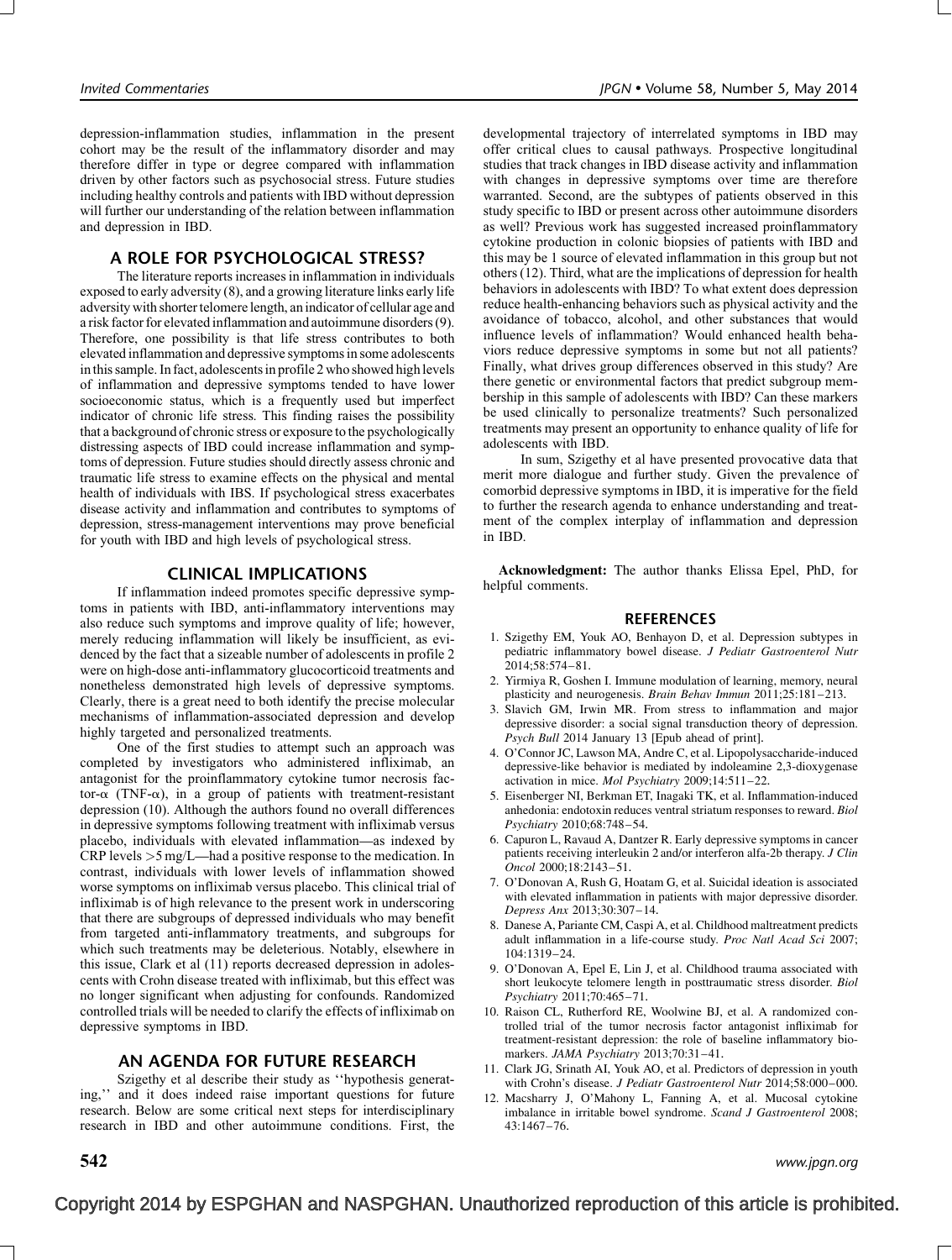depression-inflammation studies, inflammation in the present cohort may be the result of the inflammatory disorder and may therefore differ in type or degree compared with inflammation driven by other factors such as psychosocial stress. Future studies including healthy controls and patients with IBD without depression will further our understanding of the relation between inflammation and depression in IBD.

## A ROLE FOR PSYCHOLOGICAL STRESS?

The literature reports increases in inflammation in individuals exposed to early adversity (8), and a growing literature links early life adversity with shorter telomere length, an indicator of cellular age and a risk factor for elevated inflammation and autoimmune disorders (9). Therefore, one possibility is that life stress contributes to both elevated inflammation and depressive symptoms in some adolescents in this sample. In fact, adolescents in profile 2 who showed high levels of inflammation and depressive symptoms tended to have lower socioeconomic status, which is a frequently used but imperfect indicator of chronic life stress. This finding raises the possibility that a background of chronic stress or exposure to the psychologically distressing aspects of IBD could increase inflammation and symptoms of depression. Future studies should directly assess chronic and traumatic life stress to examine effects on the physical and mental health of individuals with IBS. If psychological stress exacerbates disease activity and inflammation and contributes to symptoms of depression, stress-management interventions may prove beneficial for youth with IBD and high levels of psychological stress.

## CLINICAL IMPLICATIONS

If inflammation indeed promotes specific depressive symptoms in patients with IBD, anti-inflammatory interventions may also reduce such symptoms and improve quality of life; however, merely reducing inflammation will likely be insufficient, as evidenced by the fact that a sizeable number of adolescents in profile 2 were on high-dose anti-inflammatory glucocorticoid treatments and nonetheless demonstrated high levels of depressive symptoms. Clearly, there is a great need to both identify the precise molecular mechanisms of inflammation-associated depression and develop highly targeted and personalized treatments.

One of the first studies to attempt such an approach was completed by investigators who administered infliximab, an antagonist for the proinflammatory cytokine tumor necrosis factor-$\alpha$ (TNF-$\alpha$), in a group of patients with treatment-resistant depression (10). Although the authors found no overall differences in depressive symptoms following treatment with infliximab versus placebo, individuals with elevated inflammation—as indexed by CRP levels $>$5 mg/L—had a positive response to the medication. In contrast, individuals with lower levels of inflammation showed worse symptoms on infliximab versus placebo. This clinical trial of infliximab is of high relevance to the present work in underscoring that there are subgroups of depressed individuals who may benefit from targeted anti-inflammatory treatments, and subgroups for which such treatments may be deleterious. Notably, elsewhere in this issue, Clark et al (11) reports decreased depression in adolescents with Crohn disease treated with infliximab, but this effect was no longer significant when adjusting for confounds. Randomized controlled trials will be needed to clarify the effects of infliximab on depressive symptoms in IBD.

## AN AGENDA FOR FUTURE RESEARCH

Szigethy et al describe their study as ''hypothesis generating,'' and it does indeed raise important questions for future research. Below are some critical next steps for interdisciplinary research in IBD and other autoimmune conditions. First, the developmental trajectory of interrelated symptoms in IBD may offer critical clues to causal pathways. Prospective longitudinal studies that track changes in IBD disease activity and inflammation with changes in depressive symptoms over time are therefore warranted. Second, are the subtypes of patients observed in this study specific to IBD or present across other autoimmune disorders as well? Previous work has suggested increased proinflammatory cytokine production in colonic biopsies of patients with IBD and this may be 1 source of elevated inflammation in this group but not others (12). Third, what are the implications of depression for health behaviors in adolescents with IBD? To what extent does depression reduce health-enhancing behaviors such as physical activity and the avoidance of tobacco, alcohol, and other substances that would influence levels of inflammation? Would enhanced health behaviors reduce depressive symptoms in some but not all patients? Finally, what drives group differences observed in this study? Are there genetic or environmental factors that predict subgroup membership in this sample of adolescents with IBD? Can these markers be used clinically to personalize treatments? Such personalized treatments may present an opportunity to enhance quality of life for adolescents with IBD.

In sum, Szigethy et al have presented provocative data that merit more dialogue and further study. Given the prevalence of comorbid depressive symptoms in IBD, it is imperative for the field to further the research agenda to enhance understanding and treatment of the complex interplay of inflammation and depression in IBD.

**Acknowledgment:** The author thanks Elissa Epel, PhD, for helpful comments.

## REFERENCES

1. Szigethy EM, Youk AO, Benhayon D, et al. Depression subtypes in pediatric inflammatory bowel disease. *J Pediatr Gastroenterol Nutr* 2014;58:574–81.
2. Yirmiya R, Goshen I. Immune modulation of learning, memory, neural plasticity and neurogenesis. *Brain Behav Immun* 2011;25:181–213.
3. Slavich GM, Irwin MR. From stress to inflammation and major depressive disorder: a social signal transduction theory of depression. *Psych Bull* 2014 January 13 [Epub ahead of print].
4. O'Connor JC, Lawson MA, Andre C, et al. Lipopolysaccharide-induced depressive-like behavior is mediated by indoleamine 2,3-dioxygenase activation in mice. *Mol Psychiatry* 2009;14:511–22.
5. Eisenberger NI, Berkman ET, Inagaki TK, et al. Inflammation-induced anhedonia: endotoxin reduces ventral striatum responses to reward. *Biol Psychiatry* 2010;68:748–54.
6. Capuron L, Ravaud A, Dantzer R. Early depressive symptoms in cancer patients receiving interleukin 2 and/or interferon alfa-2b therapy. *J Clin Oncol* 2000;18:2143–51.
7. O'Donovan A, Rush G, Hoatam G, et al. Suicidal ideation is associated with elevated inflammation in patients with major depressive disorder. *Depress Anx* 2013;30:307–14.
8. Danese A, Pariante CM, Caspi A, et al. Childhood maltreatment predicts adult inflammation in a life-course study. *Proc Natl Acad Sci* 2007; 104:1319–24.
9. O'Donovan A, Epel E, Lin J, et al. Childhood trauma associated with short leukocyte telomere length in posttraumatic stress disorder. *Biol Psychiatry* 2011;70:465–71.
10. Raison CL, Rutherford RE, Woolwine BJ, et al. A randomized controlled trial of the tumor necrosis factor antagonist infliximab for treatment-resistant depression: the role of baseline inflammatory biomarkers. *JAMA Psychiatry* 2013;70:31–41.
11. Clark JG, Srinath AI, Youk AO, et al. Predictors of depression in youth with Crohn's disease. *J Pediatr Gastroenterol Nutr* 2014;58:000–000.
12. Macsharry J, O'Mahony L, Fanning A, et al. Mucosal cytokine imbalance in irritable bowel syndrome. *Scand J Gastroenterol* 2008; 43:1467–76.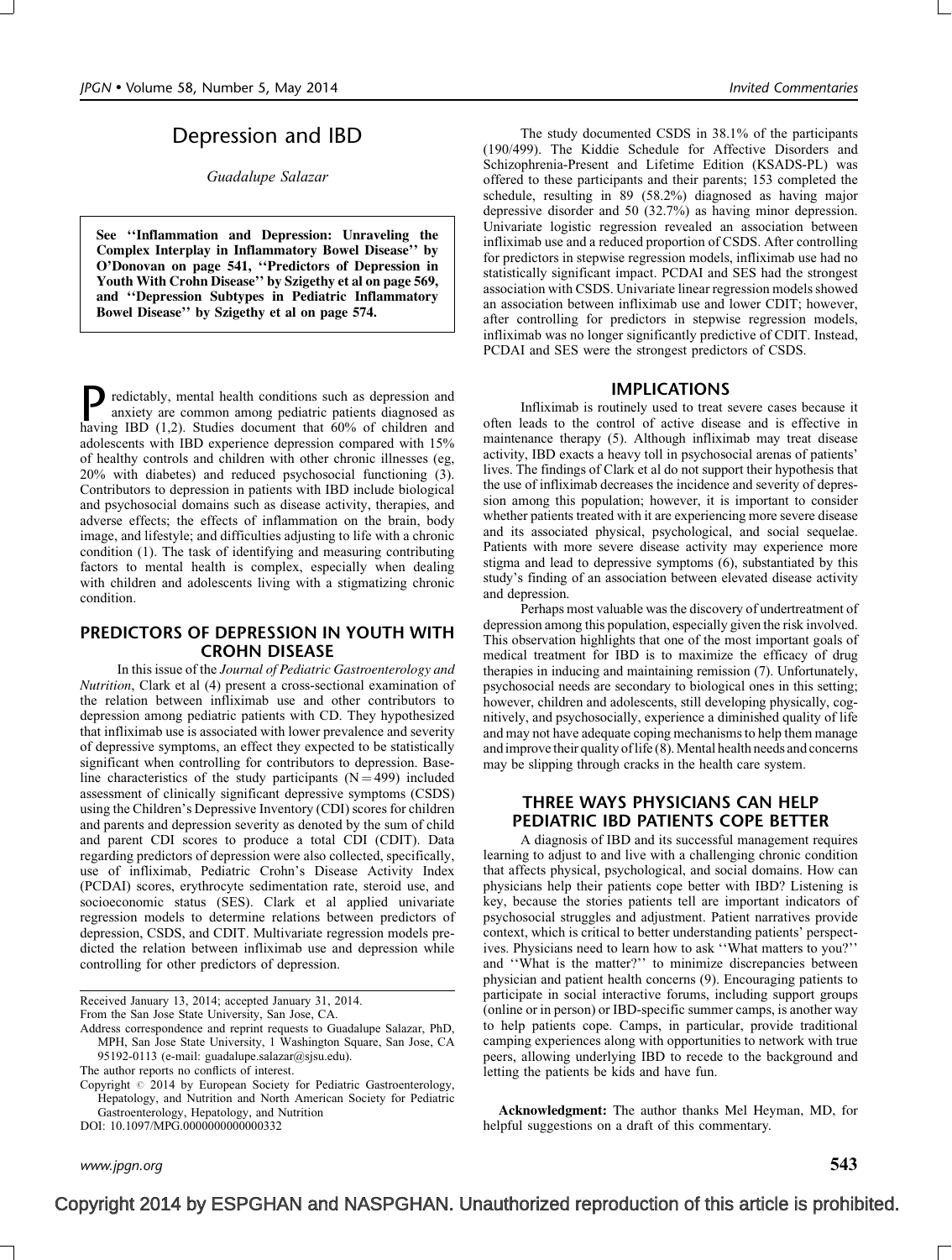# Depression and IBD

*Guadalupe Salazar*

**See ''Inflammation and Depression: Unraveling the Complex Interplay in Inflammatory Bowel Disease'' by O'Donovan on page 541, ''Predictors of Depression in Youth With Crohn Disease'' by Szigethy et al on page 569, and ''Depression Subtypes in Pediatric Inflammatory Bowel Disease'' by Szigethy et al on page 574.**

Predictably, mental health conditions such as depression and anxiety are common among pediatric patients diagnosed as having IBD (1,2). Studies document that 60% of children and adolescents with IBD experience depression compared with 15% of healthy controls and children with other chronic illnesses (eg, 20% with diabetes) and reduced psychosocial functioning (3). Contributors to depression in patients with IBD include biological and psychosocial domains such as disease activity, therapies, and adverse effects; the effects of inflammation on the brain, body image, and lifestyle; and difficulties adjusting to life with a chronic condition (1). The task of identifying and measuring contributing factors to mental health is complex, especially when dealing with children and adolescents living with a stigmatizing chronic condition.

## PREDICTORS OF DEPRESSION IN YOUTH WITH CROHN DISEASE

In this issue of the *Journal of Pediatric Gastroenterology and Nutrition*, Clark et al (4) present a cross-sectional examination of the relation between infliximab use and other contributors to depression among pediatric patients with CD. They hypothesized that infliximab use is associated with lower prevalence and severity of depressive symptoms, an effect they expected to be statistically significant when controlling for contributors to depression. Baseline characteristics of the study participants ($N = 499$) included assessment of clinically significant depressive symptoms (CSDS) using the Children's Depressive Inventory (CDI) scores for children and parents and depression severity as denoted by the sum of child and parent CDI scores to produce a total CDI (CDIT). Data regarding predictors of depression were also collected, specifically, use of infliximab, Pediatric Crohn's Disease Activity Index (PCDAI) scores, erythrocyte sedimentation rate, steroid use, and socioeconomic status (SES). Clark et al applied univariate regression models to determine relations between predictors of depression, CSDS, and CDIT. Multivariate regression models predicted the relation between infliximab use and depression while controlling for other predictors of depression.

The study documented CSDS in 38.1% of the participants (190/499). The Kiddie Schedule for Affective Disorders and Schizophrenia-Present and Lifetime Edition (KSADS-PL) was offered to these participants and their parents; 153 completed the schedule, resulting in 89 (58.2%) diagnosed as having major depressive disorder and 50 (32.7%) as having minor depression. Univariate logistic regression revealed an association between infliximab use and a reduced proportion of CSDS. After controlling for predictors in stepwise regression models, infliximab use had no statistically significant impact. PCDAI and SES had the strongest association with CSDS. Univariate linear regression models showed an association between infliximab use and lower CDIT; however, after controlling for predictors in stepwise regression models, infliximab was no longer significantly predictive of CDIT. Instead, PCDAI and SES were the strongest predictors of CSDS.

## IMPLICATIONS

Infliximab is routinely used to treat severe cases because it often leads to the control of active disease and is effective in maintenance therapy (5). Although infliximab may treat disease activity, IBD exacts a heavy toll in psychosocial arenas of patients' lives. The findings of Clark et al do not support their hypothesis that the use of infliximab decreases the incidence and severity of depression among this population; however, it is important to consider whether patients treated with it are experiencing more severe disease and its associated physical, psychological, and social sequelae. Patients with more severe disease activity may experience more stigma and lead to depressive symptoms (6), substantiated by this study's finding of an association between elevated disease activity and depression.

Perhaps most valuable was the discovery of undertreatment of depression among this population, especially given the risk involved. This observation highlights that one of the most important goals of medical treatment for IBD is to maximize the efficacy of drug therapies in inducing and maintaining remission (7). Unfortunately, psychosocial needs are secondary to biological ones in this setting; however, children and adolescents, still developing physically, cognitively, and psychosocially, experience a diminished quality of life and may not have adequate coping mechanisms to help them manage and improve their quality of life (8). Mental health needs and concerns may be slipping through cracks in the health care system.

## THREE WAYS PHYSICIANS CAN HELP PEDIATRIC IBD PATIENTS COPE BETTER

A diagnosis of IBD and its successful management requires learning to adjust to and live with a challenging chronic condition that affects physical, psychological, and social domains. How can physicians help their patients cope better with IBD? Listening is key, because the stories patients tell are important indicators of psychosocial struggles and adjustment. Patient narratives provide context, which is critical to better understanding patients' perspectives. Physicians need to learn how to ask ''What matters to you?'' and ''What is the matter?'' to minimize discrepancies between physician and patient health concerns (9). Encouraging patients to participate in social interactive forums, including support groups (online or in person) or IBD-specific summer camps, is another way to help patients cope. Camps, in particular, provide traditional camping experiences along with opportunities to network with true peers, allowing underlying IBD to recede to the background and letting the patients be kids and have fun.

**Acknowledgment:** The author thanks Mel Heyman, MD, for helpful suggestions on a draft of this commentary.

Received January 13, 2014; accepted January 31, 2014.

From the San Jose State University, San Jose, CA.

Address correspondence and reprint requests to Guadalupe Salazar, PhD, MPH, San Jose State University, 1 Washington Square, San Jose, CA 95192-0113 (e-mail: guadalupe.salazar@sjsu.edu).

The author reports no conflicts of interest.

Copyright © 2014 by European Society for Pediatric Gastroenterology, Hepatology, and Nutrition and North American Society for Pediatric Gastroenterology, Hepatology, and Nutrition

DOI: 10.1097/MPG.0000000000000332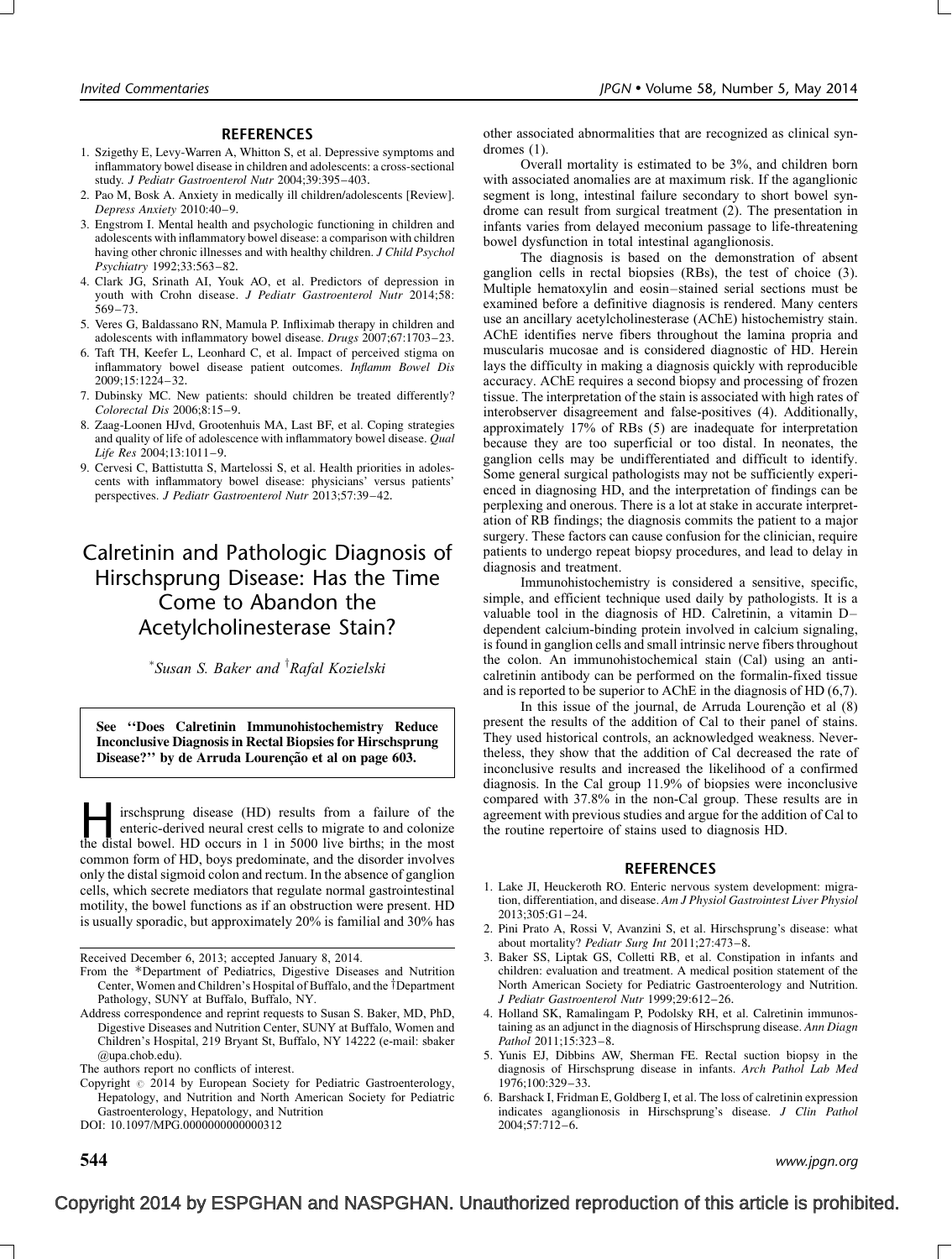## REFERENCES

1. Szigethy E, Levy-Warren A, Whitton S, et al. Depressive symptoms and inflammatory bowel disease in children and adolescents: a cross-sectional study. *J Pediatr Gastroenterol Nutr* 2004;39:395–403.
2. Pao M, Bosk A. Anxiety in medically ill children/adolescents [Review]. *Depress Anxiety* 2010:40–9.
3. Engstrom I. Mental health and psychologic functioning in children and adolescents with inflammatory bowel disease: a comparison with children having other chronic illnesses and with healthy children. *J Child Psychol Psychiatry* 1992;33:563–82.
4. Clark JG, Srinath AI, Youk AO, et al. Predictors of depression in youth with Crohn disease. *J Pediatr Gastroenterol Nutr* 2014;58: 569–73.
5. Veres G, Baldassano RN, Mamula P. Infliximab therapy in children and adolescents with inflammatory bowel disease. *Drugs* 2007;67:1703–23.
6. Taft TH, Keefer L, Leonhard C, et al. Impact of perceived stigma on inflammatory bowel disease patient outcomes. *Inflamm Bowel Dis* 2009;15:1224–32.
7. Dubinsky MC. New patients: should children be treated differently? *Colorectal Dis* 2006;8:15–9.
8. Zaag-Loonen HJvd, Grootenhuis MA, Last BF, et al. Coping strategies and quality of life of adolescence with inflammatory bowel disease. *Qual Life Res* 2004;13:1011–9.
9. Cervesi C, Battistutta S, Martelossi S, et al. Health priorities in adolescents with inflammatory bowel disease: physicians' versus patients' perspectives. *J Pediatr Gastroenterol Nutr* 2013;57:39–42.

# Calretinin and Pathologic Diagnosis of Hirschsprung Disease: Has the Time Come to Abandon the Acetylcholinesterase Stain?

*Susan S. Baker and †Rafal Kozielski

**See "Does Calretinin Immunohistochemistry Reduce Inconclusive Diagnosis in Rectal Biopsies for Hirschsprung Disease?" by de Arruda Lourenção et al on page 603.**

Hirschsprung disease (HD) results from a failure of the enteric-derived neural crest cells to migrate to and colonize the distal bowel. HD occurs in 1 in 5000 live births; in the most common form of HD, boys predominate, and the disorder involves only the distal sigmoid colon and rectum. In the absence of ganglion cells, which secrete mediators that regulate normal gastrointestinal motility, the bowel functions as if an obstruction were present. HD is usually sporadic, but approximately 20% is familial and 30% has other associated abnormalities that are recognized as clinical syndromes (1).

Overall mortality is estimated to be 3%, and children born with associated anomalies are at maximum risk. If the aganglionic segment is long, intestinal failure secondary to short bowel syndrome can result from surgical treatment (2). The presentation in infants varies from delayed meconium passage to life-threatening bowel dysfunction in total intestinal aganglionosis.

The diagnosis is based on the demonstration of absent ganglion cells in rectal biopsies (RBs), the test of choice (3). Multiple hematoxylin and eosin–stained serial sections must be examined before a definitive diagnosis is rendered. Many centers use an ancillary acetylcholinesterase (AChE) histochemistry stain. AChE identifies nerve fibers throughout the lamina propria and muscularis mucosae and is considered diagnostic of HD. Herein lays the difficulty in making a diagnosis quickly with reproducible accuracy. AChE requires a second biopsy and processing of frozen tissue. The interpretation of the stain is associated with high rates of interobserver disagreement and false-positives (4). Additionally, approximately 17% of RBs (5) are inadequate for interpretation because they are too superficial or too distal. In neonates, the ganglion cells may be undifferentiated and difficult to identify. Some general surgical pathologists may not be sufficiently experienced in diagnosing HD, and the interpretation of findings can be perplexing and onerous. There is a lot at stake in accurate interpretation of RB findings; the diagnosis commits the patient to a major surgery. These factors can cause confusion for the clinician, require patients to undergo repeat biopsy procedures, and lead to delay in diagnosis and treatment.

Immunohistochemistry is considered a sensitive, specific, simple, and efficient technique used daily by pathologists. It is a valuable tool in the diagnosis of HD. Calretinin, a vitamin D–dependent calcium-binding protein involved in calcium signaling, is found in ganglion cells and small intrinsic nerve fibers throughout the colon. An immunohistochemical stain (Cal) using an anti-calretinin antibody can be performed on the formalin-fixed tissue and is reported to be superior to AChE in the diagnosis of HD (6,7).

In this issue of the journal, de Arruda Lourenção et al (8) present the results of the addition of Cal to their panel of stains. They used historical controls, an acknowledged weakness. Nevertheless, they show that the addition of Cal decreased the rate of inconclusive results and increased the likelihood of a confirmed diagnosis. In the Cal group 11.9% of biopsies were inconclusive compared with 37.8% in the non-Cal group. These results are in agreement with previous studies and argue for the addition of Cal to the routine repertoire of stains used to diagnosis HD.

## REFERENCES

1. Lake JI, Heuckeroth RO. Enteric nervous system development: migration, differentiation, and disease. *Am J Physiol Gastrointest Liver Physiol* 2013;305:G1–24.
2. Pini Prato A, Rossi V, Avanzini S, et al. Hirschsprung's disease: what about mortality? *Pediatr Surg Int* 2011;27:473–8.
3. Baker SS, Liptak GS, Colletti RB, et al. Constipation in infants and children: evaluation and treatment. A medical position statement of the North American Society for Pediatric Gastroenterology and Nutrition. *J Pediatr Gastroenterol Nutr* 1999;29:612–26.
4. Holland SK, Ramalingam P, Podolsky RH, et al. Calretinin immunostaining as an adjunct in the diagnosis of Hirschsprung disease. *Ann Diagn Pathol* 2011;15:323–8.
5. Yunis EJ, Dibbins AW, Sherman FE. Rectal suction biopsy in the diagnosis of Hirschsprung disease in infants. *Arch Pathol Lab Med* 1976;100:329–33.
6. Barshack I, Fridman E, Goldberg I, et al. The loss of calretinin expression indicates aganglionosis in Hirschsprung's disease. *J Clin Pathol* 2004;57:712–6.

Received December 6, 2013; accepted January 8, 2014.

From the *Department of Pediatrics, Digestive Diseases and Nutrition Center, Women and Children's Hospital of Buffalo, and the †Department Pathology, SUNY at Buffalo, Buffalo, NY.

Address correspondence and reprint requests to Susan S. Baker, MD, PhD, Digestive Diseases and Nutrition Center, SUNY at Buffalo, Women and Children's Hospital, 219 Bryant St, Buffalo, NY 14222 (e-mail: sbaker@upa.chob.edu).

The authors report no conflicts of interest.

Copyright © 2014 by European Society for Pediatric Gastroenterology, Hepatology, and Nutrition and North American Society for Pediatric Gastroenterology, Hepatology, and Nutrition

DOI: 10.1097/MPG.0000000000000312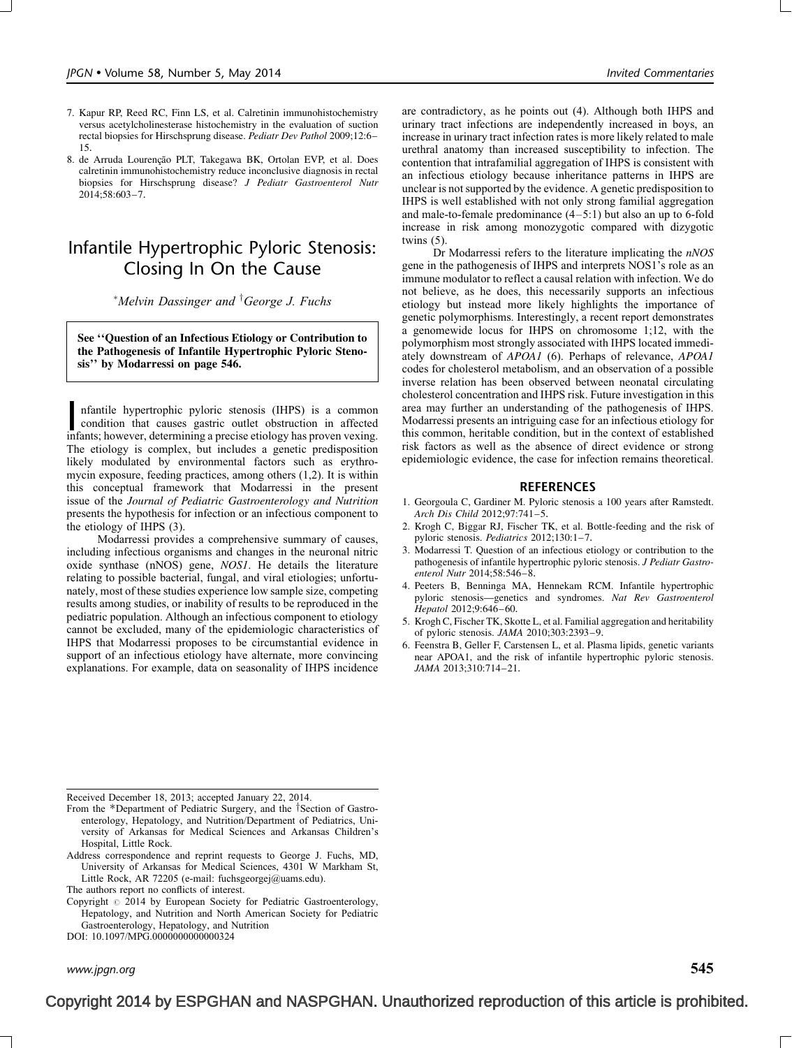7. Kapur RP, Reed RC, Finn LS, et al. Calretinin immunohistochemistry versus acetylcholinesterase histochemistry in the evaluation of suction rectal biopsies for Hirschsprung disease. *Pediatr Dev Pathol* 2009;12:6–15.
8. de Arruda Lourenção PLT, Takegawa BK, Ortolan EVP, et al. Does calretinin immunohistochemistry reduce inconclusive diagnosis in rectal biopsies for Hirschsprung disease? *J Pediatr Gastroenterol Nutr* 2014;58:603–7.

# Infantile Hypertrophic Pyloric Stenosis: Closing In On the Cause

*Melvin Dassinger[*] and George J. Fuchs[†]

**See ''Question of an Infectious Etiology or Contribution to the Pathogenesis of Infantile Hypertrophic Pyloric Stenosis'' by Modarressi on page 546.**

Infantile hypertrophic pyloric stenosis (IHPS) is a common condition that causes gastric outlet obstruction in affected infants; however, determining a precise etiology has proven vexing. The etiology is complex, but includes a genetic predisposition likely modulated by environmental factors such as erythromycin exposure, feeding practices, among others (1,2). It is within this conceptual framework that Modarressi in the present issue of the *Journal of Pediatric Gastroenterology and Nutrition* presents the hypothesis for infection or an infectious component to the etiology of IHPS (3).

Modarressi provides a comprehensive summary of causes, including infectious organisms and changes in the neuronal nitric oxide synthase (nNOS) gene, *NOS1*. He details the literature relating to possible bacterial, fungal, and viral etiologies; unfortunately, most of these studies experience low sample size, competing results among studies, or inability of results to be reproduced in the pediatric population. Although an infectious component to etiology cannot be excluded, many of the epidemiologic characteristics of IHPS that Modarressi proposes to be circumstantial evidence in support of an infectious etiology have alternate, more convincing explanations. For example, data on seasonality of IHPS incidence are contradictory, as he points out (4). Although both IHPS and urinary tract infections are independently increased in boys, an increase in urinary tract infection rates is more likely related to male urethral anatomy than increased susceptibility to infection. The contention that intrafamilial aggregation of IHPS is consistent with an infectious etiology because inheritance patterns in IHPS are unclear is not supported by the evidence. A genetic predisposition to IHPS is well established with not only strong familial aggregation and male-to-female predominance (4–5:1) but also an up to 6-fold increase in risk among monozygotic compared with dizygotic twins (5).

Dr Modarressi refers to the literature implicating the *nNOS* gene in the pathogenesis of IHPS and interprets NOS1's role as an immune modulator to reflect a causal relation with infection. We do not believe, as he does, this necessarily supports an infectious etiology but instead more likely highlights the importance of genetic polymorphisms. Interestingly, a recent report demonstrates a genomewide locus for IHPS on chromosome 1;12, with the polymorphism most strongly associated with IHPS located immediately downstream of *APOA1* (6). Perhaps of relevance, *APOA1* codes for cholesterol metabolism, and an observation of a possible inverse relation has been observed between neonatal circulating cholesterol concentration and IHPS risk. Future investigation in this area may further an understanding of the pathogenesis of IHPS. Modarressi presents an intriguing case for an infectious etiology for this common, heritable condition, but in the context of established risk factors as well as the absence of direct evidence or strong epidemiologic evidence, the case for infection remains theoretical.

## REFERENCES

1. Georgoula C, Gardiner M. Pyloric stenosis a 100 years after Ramstedt. *Arch Dis Child* 2012;97:741–5.
2. Krogh C, Biggar RJ, Fischer TK, et al. Bottle-feeding and the risk of pyloric stenosis. *Pediatrics* 2012;130:1–7.
3. Modarressi T. Question of an infectious etiology or contribution to the pathogenesis of infantile hypertrophic pyloric stenosis. *J Pediatr Gastroenterol Nutr* 2014;58:546–8.
4. Peeters B, Benninga MA, Hennekam RCM. Infantile hypertrophic pyloric stenosis—genetics and syndromes. *Nat Rev Gastroenterol Hepatol* 2012;9:646–60.
5. Krogh C, Fischer TK, Skotte L, et al. Familial aggregation and heritability of pyloric stenosis. *JAMA* 2010;303:2393–9.
6. Feenstra B, Geller F, Carstensen L, et al. Plasma lipids, genetic variants near APOA1, and the risk of infantile hypertrophic pyloric stenosis. *JAMA* 2013;310:714–21.

Received December 18, 2013; accepted January 22, 2014.

From the [*]Department of Pediatric Surgery, and the [†]Section of Gastroenterology, Hepatology, and Nutrition/Department of Pediatrics, University of Arkansas for Medical Sciences and Arkansas Children's Hospital, Little Rock.

Address correspondence and reprint requests to George J. Fuchs, MD, University of Arkansas for Medical Sciences, 4301 W Markham St, Little Rock, AR 72205 (e-mail: fuchsgeorgej@uams.edu).

The authors report no conflicts of interest.

Copyright © 2014 by European Society for Pediatric Gastroenterology, Hepatology, and Nutrition and North American Society for Pediatric Gastroenterology, Hepatology, and Nutrition

DOI: 10.1097/MPG.0000000000000324